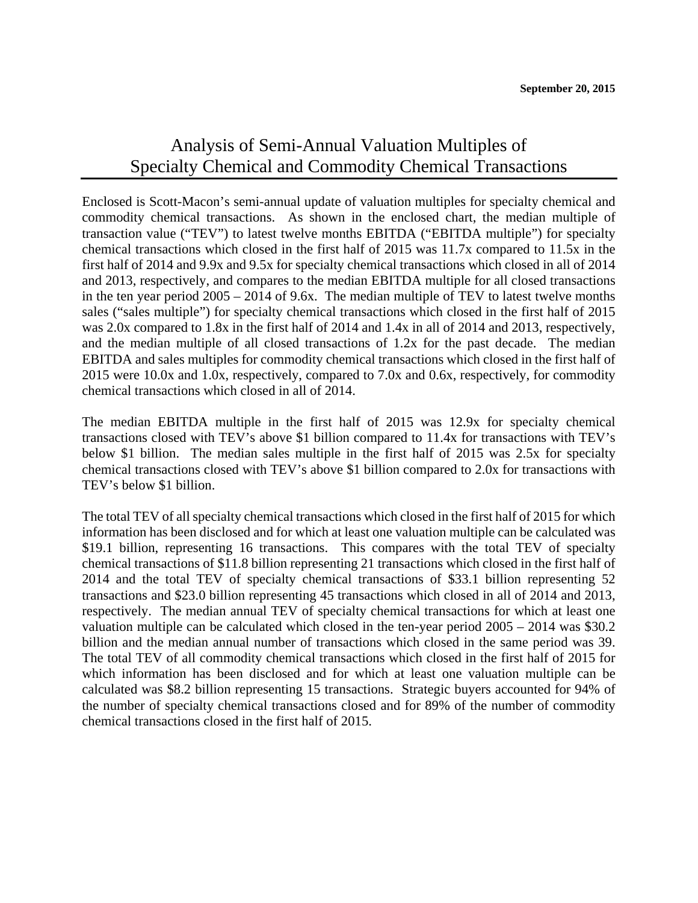**September 20, 2015**

# Analysis of Semi-Annual Valuation Multiples of Specialty Chemical and Commodity Chemical Transactions

Enclosed is Scott-Macon's semi-annual update of valuation multiples for specialty chemical and commodity chemical transactions. As shown in the enclosed chart, the median multiple of transaction value ("TEV") to latest twelve months EBITDA ("EBITDA multiple") for specialty chemical transactions which closed in the first half of 2015 was 11.7x compared to 11.5x in the first half of 2014 and 9.9x and 9.5x for specialty chemical transactions which closed in all of 2014 and 2013, respectively, and compares to the median EBITDA multiple for all closed transactions in the ten year period 2005 – 2014 of 9.6x. The median multiple of TEV to latest twelve months sales ("sales multiple") for specialty chemical transactions which closed in the first half of 2015 was 2.0x compared to 1.8x in the first half of 2014 and 1.4x in all of 2014 and 2013, respectively, and the median multiple of all closed transactions of 1.2x for the past decade. The median EBITDA and sales multiples for commodity chemical transactions which closed in the first half of 2015 were 10.0x and 1.0x, respectively, compared to 7.0x and 0.6x, respectively, for commodity chemical transactions which closed in all of 2014.

The median EBITDA multiple in the first half of 2015 was 12.9x for specialty chemical transactions closed with TEV's above $1 billion compared to 11.4x for transactions with TEV's below $1 billion. The median sales multiple in the first half of 2015 was 2.5x for specialty chemical transactions closed with TEV's above $1 billion compared to 2.0x for transactions with TEV's below $1 billion.

The total TEV of all specialty chemical transactions which closed in the first half of 2015 for which information has been disclosed and for which at least one valuation multiple can be calculated was $19.1 billion, representing 16 transactions. This compares with the total TEV of specialty chemical transactions of $11.8 billion representing 21 transactions which closed in the first half of 2014 and the total TEV of specialty chemical transactions of $33.1 billion representing 52 transactions and $23.0 billion representing 45 transactions which closed in all of 2014 and 2013, respectively. The median annual TEV of specialty chemical transactions for which at least one valuation multiple can be calculated which closed in the ten-year period 2005 – 2014 was $30.2 billion and the median annual number of transactions which closed in the same period was 39. The total TEV of all commodity chemical transactions which closed in the first half of 2015 for which information has been disclosed and for which at least one valuation multiple can be calculated was $8.2 billion representing 15 transactions. Strategic buyers accounted for 94% of the number of specialty chemical transactions closed and for 89% of the number of commodity chemical transactions closed in the first half of 2015.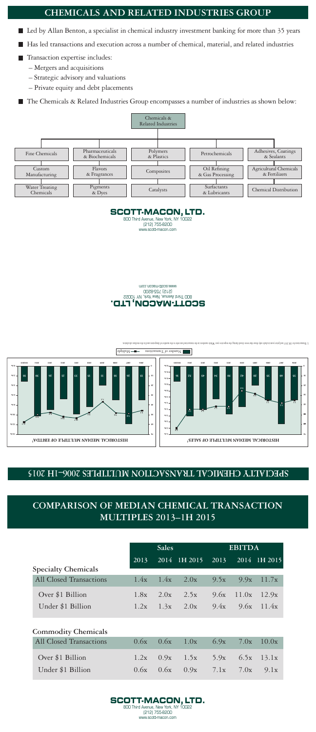## CHEMICALS AND RELATED INDUSTRIES GROUP

- Led by Allan Benton, a specialist in chemical industry investment banking for more than 35 years
- Has led transactions and execution across a number of chemical, material, and related industries
- Transaction expertise includes:
  - Mergers and acquisitions
  - Strategic advisory and valuations
  - Private equity and debt placements
- The Chemicals & Related Industries Group encompasses a number of industries as shown below:

**Chemicals & Related Industries**

| Fine Chemicals | Pharmaceuticals & Biochemicals | Polymers & Plastics | Petrochemicals | Adhesives, Coatings & Sealants |
|---|---|---|---|---|
| Custom Manufacturing | Flavors & Fragrances | Composites | Oil Refining & Gas Processing | Agricultural Chemicals & Fertilizers |
| Water Treating Chemicals | Pigments & Dyes | Catalysts | Surfactants & Lubricants | Chemical Distribution |

**SCOTT-MACON, LTD.**
800 Third Avenue, New York, NY 10022
(212) 755-8200
www.scott-macon.com

**SCOTT-MACON, LTD.**
800 Third Avenue, New York, NY 10022
(212) 755-8200
www.scott-macon.com

## SPECIALTY CHEMICAL TRANSACTION MULTIPLES 2006–1H 2015

**HISTORICAL MEDIAN MULTIPLE OF SALES[1]**

**HISTORICAL MEDIAN MULTIPLE OF EBITDA[1]**

Number of Transactions — Multiple

## COMPARISON OF MEDIAN CHEMICAL TRANSACTION MULTIPLES 2013–1H 2015

| | Sales | | | EBITDA | | |
|---|---|---|---|---|---|---|
| | 2013 | 2014 | 1H 2015 | 2013 | 2014 | 1H 2015 |
| **Specialty Chemicals** | | | | | | |
| All Closed Transactions | 1.4x | 1.4x | 2.0x | 9.5x | 9.9x | 11.7x |
| Over $1 Billion | 1.8x | 2.0x | 2.5x | 9.6x | 11.0x | 12.9x |
| Under $1 Billion | 1.2x | 1.3x | 2.0x | 9.4x | 9.6x | 11.4x |
| **Commodity Chemicals** | | | | | | |
| All Closed Transactions | 0.6x | 0.6x | 1.0x | 6.9x | 7.0x | 10.0x |
| Over $1 Billion | 1.2x | 0.9x | 1.5x | 5.9x | 6.5x | 13.1x |
| Under $1 Billion | 0.6x | 0.6x | 0.9x | 7.1x | 7.0x | 9.1x |

**SCOTT-MACON, LTD.**
800 Third Avenue, New York, NY 10022
(212) 755-8200
www.scott-macon.com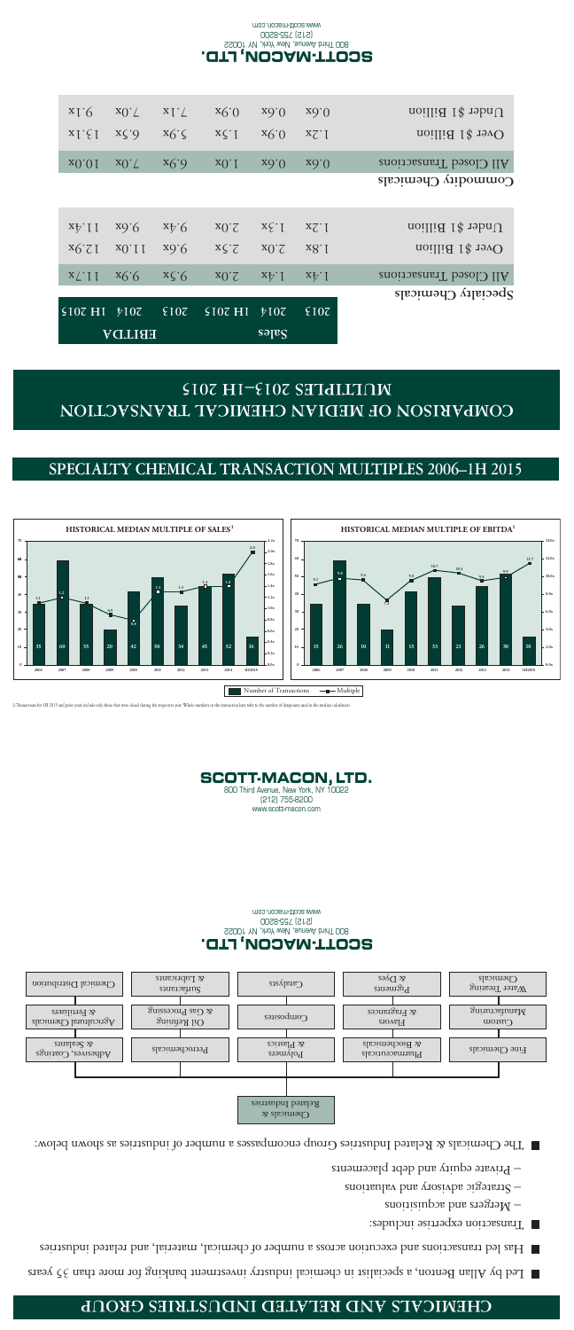# COMPARISON OF MEDIAN CHEMICAL TRANSACTION MULTIPLES 2013–1H 2015

| | Sales | | | EBITDA | | |
|---|---|---|---|---|---|---|
| | 2013 | 2014 | 1H 2015 | 2013 | 2014 | 1H 2015 |
| **Specialty Chemicals** | | | | | | |
| All Closed Transactions | 1.4x | 1.4x | 2.0x | 9.5x | 9.9x | 11.7x |
| Over $1 Billion | 1.8x | 2.0x | 2.5x | 9.6x | 11.0x | 12.9x |
| Under $1 Billion | 1.2x | 1.5x | 2.0x | 9.4x | 9.6x | 11.4x |
| **Commodity Chemicals** | | | | | | |
| All Closed Transactions | 0.6x | 0.6x | 1.0x | 6.9x | 7.0x | 10.0x |
| Over $1 Billion | 1.2x | 0.9x | 1.5x | 5.9x | 6.5x | 13.1x |
| Under $1 Billion | 0.6x | 0.6x | 0.9x | 7.1x | 7.0x | 9.1x |

**SCOTT-MACON, LTD.**
800 Third Avenue, New York, NY 10022
(212) 755-8200
www.scott-macon.com

# SPECIALTY CHEMICAL TRANSACTION MULTIPLES 2006–1H 2015

**HISTORICAL MEDIAN MULTIPLE OF SALES[1]**

0 10 20 30 40 50 60 70
0.0x 0.2x 0.4x 0.6x 0.8x 1.0x 1.2x 1.4x 1.6x 1.8x 2.0x 2.2x
2006 2007 2008 2009 2010 2011 2012 2013 2014 1H2015
35 60 35 20 42 50 34 45 52 16
1.1 1.2 1.1 0.9 0.8 1.3 1.3 1.4 1.4 2.0

**HISTORICAL MEDIAN MULTIPLE OF EBITDA[1]**

0 10 20 30 40 50 60 70
0.0x 2.0x 4.0x 6.0x 8.0x 10.0x 12.0x 14.0x
2006 2007 2008 2009 2010 2011 2012 2013 2014 1H2015
15 26 10 11 15 33 23 26 30 10
9.1 9.8 9.6 7.3 9.4 10.7 10.4 9.4 9.9 11.7

Number of Transactions — Multiple

1) Transactions for 1H 2015 and prior years include only those that were closed during the respective year. Whole numbers in the transaction bars refer to the number of datapoints used in the median calculation.

**SCOTT-MACON, LTD.**
800 Third Avenue, New York, NY 10022
(212) 755-8200
www.scott-macon.com

# CHEMICALS AND RELATED INDUSTRIES GROUP

- Led by Allan Benton, a specialist in chemical industry investment banking for more than 35 years
- Has led transactions and execution across a number of chemical, material, and related industries
- Transaction expertise includes:
  – Mergers and acquisitions
  – Strategic advisory and valuations
  – Private equity and debt placements
- The Chemicals & Related Industries Group encompasses a number of industries as shown below:

Chemicals & Related Industries

Fine Chemicals | Pharmaceuticals & Biochemicals | Polymers & Plastics | Petrochemicals | Adhesives, Coatings & Sealants

Custom Manufacturing | Flavors & Fragrances | Composites | Oil Refining & Gas Processing | Agricultural Chemicals & Fertilizers

Water Treating Chemicals | Pigments & Dyes | Catalysts | Surfactants & Lubricants | Chemical Distribution

**SCOTT-MACON, LTD.**
800 Third Avenue, New York, NY 10022
(212) 755-8200
www.scott-macon.com